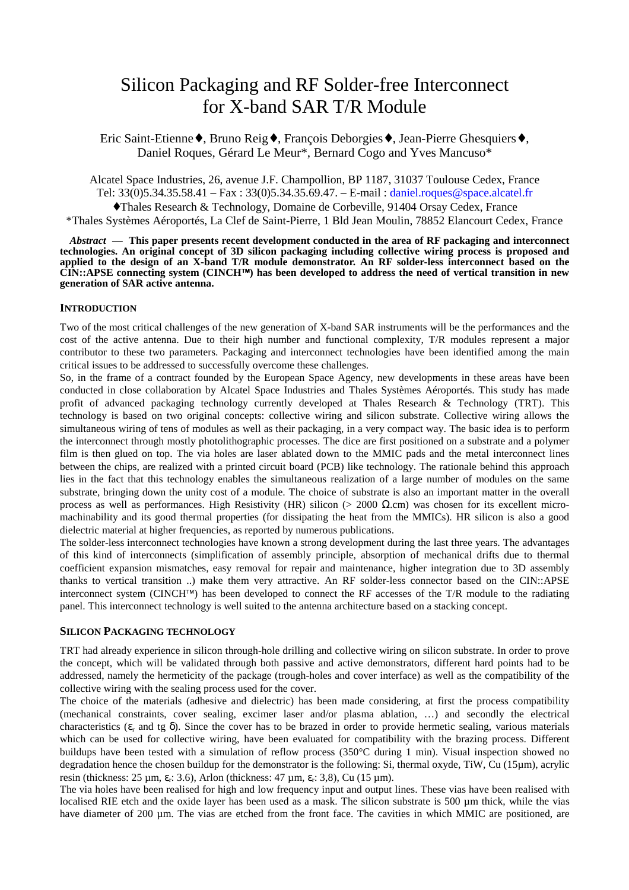# Silicon Packaging and RF Solder-free Interconnect for X-band SAR T/R Module

Eric Saint-Etienne♦, Bruno Reig♦, François Deborgies♦, Jean-Pierre Ghesquiers♦, Daniel Roques, Gérard Le Meur*, Bernard Cogo and Yves Mancuso*

Alcatel Space Industries, 26, avenue J.F. Champollion, BP 1187, 31037 Toulouse Cedex, France
Tel: 33(0)5.34.35.58.41 – Fax : 33(0)5.34.35.69.47. – E-mail : daniel.roques@space.alcatel.fr
♦Thales Research & Technology, Domaine de Corbeville, 91404 Orsay Cedex, France
*Thales Systèmes Aéroportés, La Clef de Saint-Pierre, 1 Bld Jean Moulin, 78852 Elancourt Cedex, France

***Abstract* — This paper presents recent development conducted in the area of RF packaging and interconnect technologies. An original concept of 3D silicon packaging including collective wiring process is proposed and applied to the design of an X-band T/R module demonstrator. An RF solder-less interconnect based on the CIN::APSE connecting system (CINCH™) has been developed to address the need of vertical transition in new generation of SAR active antenna.**

## INTRODUCTION

Two of the most critical challenges of the new generation of X-band SAR instruments will be the performances and the cost of the active antenna. Due to their high number and functional complexity, T/R modules represent a major contributor to these two parameters. Packaging and interconnect technologies have been identified among the main critical issues to be addressed to successfully overcome these challenges.

So, in the frame of a contract founded by the European Space Agency, new developments in these areas have been conducted in close collaboration by Alcatel Space Industries and Thales Systèmes Aéroportés. This study has made profit of advanced packaging technology currently developed at Thales Research & Technology (TRT). This technology is based on two original concepts: collective wiring and silicon substrate. Collective wiring allows the simultaneous wiring of tens of modules as well as their packaging, in a very compact way. The basic idea is to perform the interconnect through mostly photolithographic processes. The dice are first positioned on a substrate and a polymer film is then glued on top. The via holes are laser ablated down to the MMIC pads and the metal interconnect lines between the chips, are realized with a printed circuit board (PCB) like technology. The rationale behind this approach lies in the fact that this technology enables the simultaneous realization of a large number of modules on the same substrate, bringing down the unity cost of a module. The choice of substrate is also an important matter in the overall process as well as performances. High Resistivity (HR) silicon (> 2000 Ω.cm) was chosen for its excellent micro-machinability and its good thermal properties (for dissipating the heat from the MMICs). HR silicon is also a good dielectric material at higher frequencies, as reported by numerous publications.

The solder-less interconnect technologies have known a strong development during the last three years. The advantages of this kind of interconnects (simplification of assembly principle, absorption of mechanical drifts due to thermal coefficient expansion mismatches, easy removal for repair and maintenance, higher integration due to 3D assembly thanks to vertical transition ..) make them very attractive. An RF solder-less connector based on the CIN::APSE interconnect system (CINCH™) has been developed to connect the RF accesses of the T/R module to the radiating panel. This interconnect technology is well suited to the antenna architecture based on a stacking concept.

## SILICON PACKAGING TECHNOLOGY

TRT had already experience in silicon through-hole drilling and collective wiring on silicon substrate. In order to prove the concept, which will be validated through both passive and active demonstrators, different hard points had to be addressed, namely the hermeticity of the package (trough-holes and cover interface) as well as the compatibility of the collective wiring with the sealing process used for the cover.

The choice of the materials (adhesive and dielectric) has been made considering, at first the process compatibility (mechanical constraints, cover sealing, excimer laser and/or plasma ablation, …) and secondly the electrical characteristics ($\varepsilon_r$ and tg $\delta$). Since the cover has to be brazed in order to provide hermetic sealing, various materials which can be used for collective wiring, have been evaluated for compatibility with the brazing process. Different buildups have been tested with a simulation of reflow process (350°C during 1 min). Visual inspection showed no degradation hence the chosen buildup for the demonstrator is the following: Si, thermal oxyde, TiW, Cu (15µm), acrylic resin (thickness: 25 µm, $\varepsilon_r$: 3.6), Arlon (thickness: 47 µm, $\varepsilon_r$: 3,8), Cu (15 µm).

The via holes have been realised for high and low frequency input and output lines. These vias have been realised with localised RIE etch and the oxide layer has been used as a mask. The silicon substrate is 500 µm thick, while the vias have diameter of 200 µm. The vias are etched from the front face. The cavities in which MMIC are positioned, are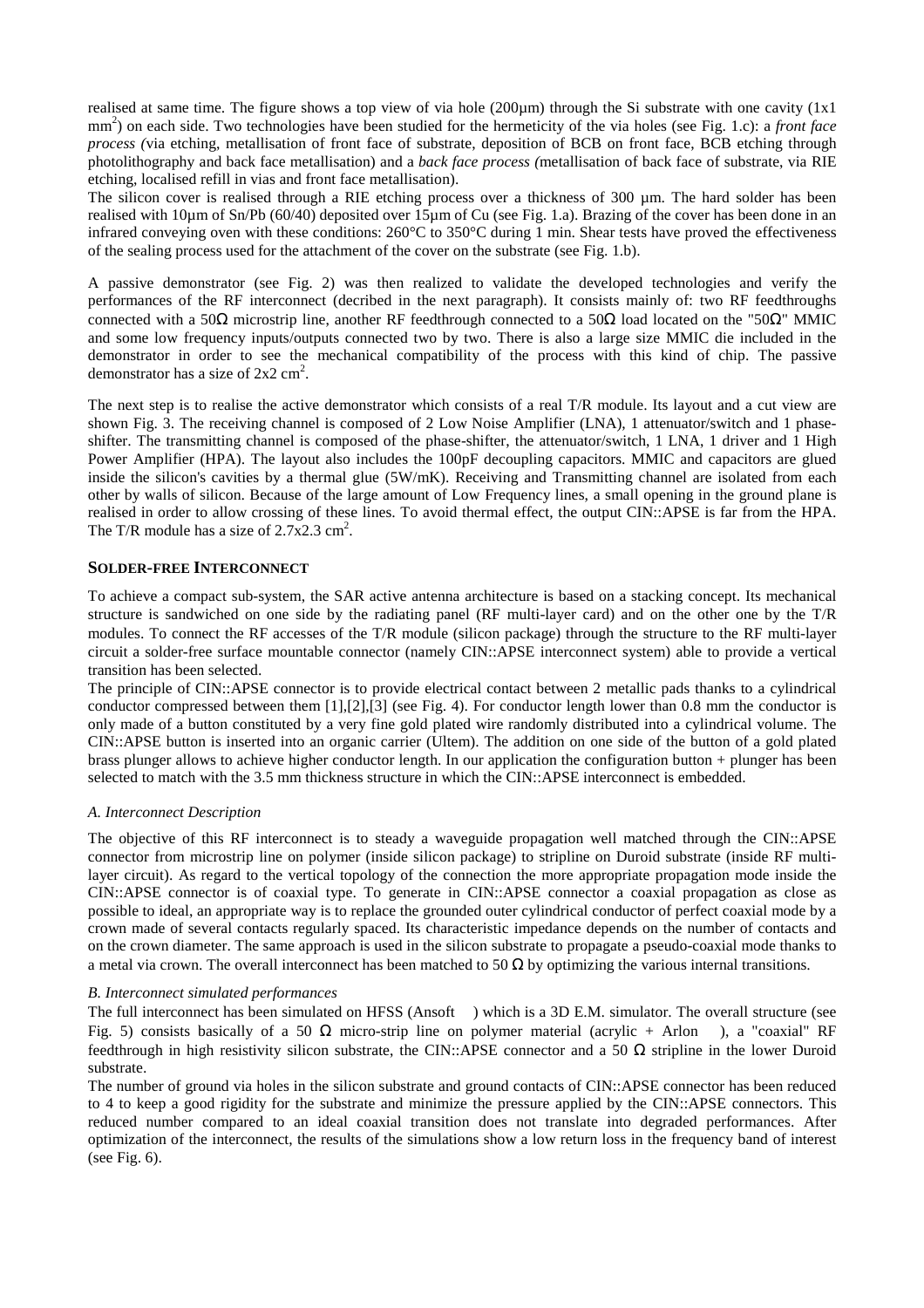realised at same time. The figure shows a top view of via hole (200µm) through the Si substrate with one cavity (1x1 mm$^2$) on each side. Two technologies have been studied for the hermeticity of the via holes (see Fig. 1.c): a *front face process (*via etching, metallisation of front face of substrate, deposition of BCB on front face, BCB etching through photolithography and back face metallisation) and a *back face process (*metallisation of back face of substrate, via RIE etching, localised refill in vias and front face metallisation).

The silicon cover is realised through a RIE etching process over a thickness of 300 µm. The hard solder has been realised with 10µm of Sn/Pb (60/40) deposited over 15µm of Cu (see Fig. 1.a). Brazing of the cover has been done in an infrared conveying oven with these conditions: 260°C to 350°C during 1 min. Shear tests have proved the effectiveness of the sealing process used for the attachment of the cover on the substrate (see Fig. 1.b).

A passive demonstrator (see Fig. 2) was then realized to validate the developed technologies and verify the performances of the RF interconnect (decribed in the next paragraph). It consists mainly of: two RF feedthroughs connected with a 50Ω microstrip line, another RF feedthrough connected to a 50Ω load located on the "50Ω" MMIC and some low frequency inputs/outputs connected two by two. There is also a large size MMIC die included in the demonstrator in order to see the mechanical compatibility of the process with this kind of chip. The passive demonstrator has a size of 2x2 cm$^2$.

The next step is to realise the active demonstrator which consists of a real T/R module. Its layout and a cut view are shown Fig. 3. The receiving channel is composed of 2 Low Noise Amplifier (LNA), 1 attenuator/switch and 1 phase-shifter. The transmitting channel is composed of the phase-shifter, the attenuator/switch, 1 LNA, 1 driver and 1 High Power Amplifier (HPA). The layout also includes the 100pF decoupling capacitors. MMIC and capacitors are glued inside the silicon's cavities by a thermal glue (5W/mK). Receiving and Transmitting channel are isolated from each other by walls of silicon. Because of the large amount of Low Frequency lines, a small opening in the ground plane is realised in order to allow crossing of these lines. To avoid thermal effect, the output CIN::APSE is far from the HPA. The T/R module has a size of 2.7x2.3 cm$^2$.

## SOLDER-FREE INTERCONNECT

To achieve a compact sub-system, the SAR active antenna architecture is based on a stacking concept. Its mechanical structure is sandwiched on one side by the radiating panel (RF multi-layer card) and on the other one by the T/R modules. To connect the RF accesses of the T/R module (silicon package) through the structure to the RF multi-layer circuit a solder-free surface mountable connector (namely CIN::APSE interconnect system) able to provide a vertical transition has been selected.

The principle of CIN::APSE connector is to provide electrical contact between 2 metallic pads thanks to a cylindrical conductor compressed between them [1],[2],[3] (see Fig. 4). For conductor length lower than 0.8 mm the conductor is only made of a button constituted by a very fine gold plated wire randomly distributed into a cylindrical volume. The CIN::APSE button is inserted into an organic carrier (Ultem). The addition on one side of the button of a gold plated brass plunger allows to achieve higher conductor length. In our application the configuration button + plunger has been selected to match with the 3.5 mm thickness structure in which the CIN::APSE interconnect is embedded.

### *A. Interconnect Description*

The objective of this RF interconnect is to steady a waveguide propagation well matched through the CIN::APSE connector from microstrip line on polymer (inside silicon package) to stripline on Duroid substrate (inside RF multi-layer circuit). As regard to the vertical topology of the connection the more appropriate propagation mode inside the CIN::APSE connector is of coaxial type. To generate in CIN::APSE connector a coaxial propagation as close as possible to ideal, an appropriate way is to replace the grounded outer cylindrical conductor of perfect coaxial mode by a crown made of several contacts regularly spaced. Its characteristic impedance depends on the number of contacts and on the crown diameter. The same approach is used in the silicon substrate to propagate a pseudo-coaxial mode thanks to a metal via crown. The overall interconnect has been matched to 50 Ω by optimizing the various internal transitions.

### *B. Interconnect simulated performances*

The full interconnect has been simulated on HFSS (Ansoft ) which is a 3D E.M. simulator. The overall structure (see Fig. 5) consists basically of a 50 Ω micro-strip line on polymer material (acrylic + Arlon ), a "coaxial" RF feedthrough in high resistivity silicon substrate, the CIN::APSE connector and a 50 Ω stripline in the lower Duroid substrate.

The number of ground via holes in the silicon substrate and ground contacts of CIN::APSE connector has been reduced to 4 to keep a good rigidity for the substrate and minimize the pressure applied by the CIN::APSE connectors. This reduced number compared to an ideal coaxial transition does not translate into degraded performances. After optimization of the interconnect, the results of the simulations show a low return loss in the frequency band of interest (see Fig. 6).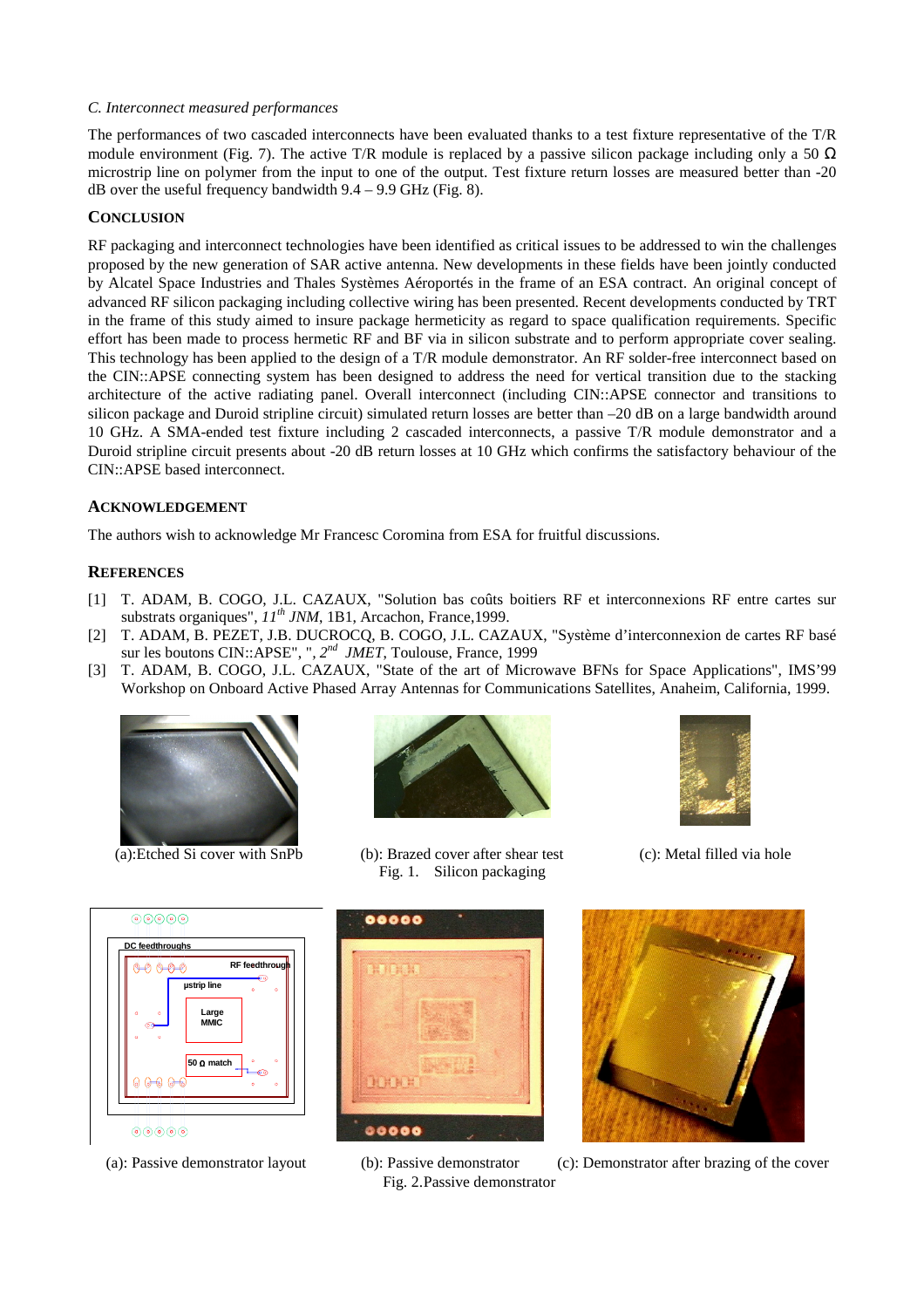*C. Interconnect measured performances*

The performances of two cascaded interconnects have been evaluated thanks to a test fixture representative of the T/R module environment (Fig. 7). The active T/R module is replaced by a passive silicon package including only a 50 Ω microstrip line on polymer from the input to one of the output. Test fixture return losses are measured better than -20 dB over the useful frequency bandwidth 9.4 – 9.9 GHz (Fig. 8).

## CONCLUSION

RF packaging and interconnect technologies have been identified as critical issues to be addressed to win the challenges proposed by the new generation of SAR active antenna. New developments in these fields have been jointly conducted by Alcatel Space Industries and Thales Systèmes Aéroportés in the frame of an ESA contract. An original concept of advanced RF silicon packaging including collective wiring has been presented. Recent developments conducted by TRT in the frame of this study aimed to insure package hermeticity as regard to space qualification requirements. Specific effort has been made to process hermetic RF and BF via in silicon substrate and to perform appropriate cover sealing. This technology has been applied to the design of a T/R module demonstrator. An RF solder-free interconnect based on the CIN::APSE connecting system has been designed to address the need for vertical transition due to the stacking architecture of the active radiating panel. Overall interconnect (including CIN::APSE connector and transitions to silicon package and Duroid stripline circuit) simulated return losses are better than –20 dB on a large bandwidth around 10 GHz. A SMA-ended test fixture including 2 cascaded interconnects, a passive T/R module demonstrator and a Duroid stripline circuit presents about -20 dB return losses at 10 GHz which confirms the satisfactory behaviour of the CIN::APSE based interconnect.

## ACKNOWLEDGEMENT

The authors wish to acknowledge Mr Francesc Coromina from ESA for fruitful discussions.

## REFERENCES

[1] T. ADAM, B. COGO, J.L. CAZAUX, "Solution bas coûts boitiers RF et interconnexions RF entre cartes sur substrats organiques", *11th JNM*, 1B1, Arcachon, France,1999.

[2] T. ADAM, B. PEZET, J.B. DUCROCQ, B. COGO, J.L. CAZAUX, "Système d'interconnexion de cartes RF basé sur les boutons CIN::APSE", ", *2nd JMET*, Toulouse, France, 1999

[3] T. ADAM, B. COGO, J.L. CAZAUX, "State of the art of Microwave BFNs for Space Applications", IMS'99 Workshop on Onboard Active Phased Array Antennas for Communications Satellites, Anaheim, California, 1999.

(a):Etched Si cover with SnPb

(b): Brazed cover after shear test

(c): Metal filled via hole

Fig. 1. Silicon packaging

(a): Passive demonstrator layout

(b): Passive demonstrator

(c): Demonstrator after brazing of the cover

Fig. 2.Passive demonstrator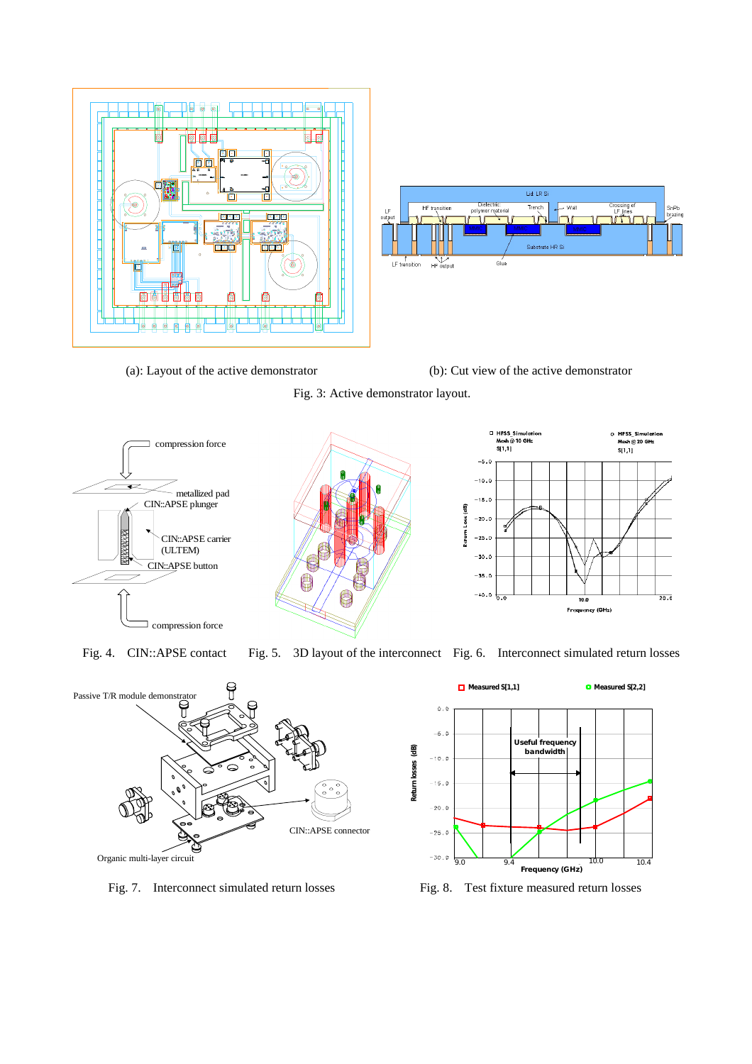Lid LR Si

LF output

HF transition

Dielectric polymer material

Trench

Wall

Crossing of LF lines

SnPb brazing

Substrate HR Si

LF transition

HF output

Glue

(a): Layout of the active demonstrator

(b): Cut view of the active demonstrator

Fig. 3: Active demonstrator layout.

compression force

metallized pad

CIN::APSE plunger

CIN::APSE carrier (ULTEM)

CIN::APSE button

compression force

HFSS_Simulation Mesh @ 10 GHz S[1,1]

HFSS_Simulation Mesh @ 20 GHz S[1,1]

Return Loss (dB)

-5.0

-10.0

-15.0

-20.0

-25.0

-30.0

-35.0

-40.0

0.0

10.0

20.0

Frequency (GHz)

Fig. 4. CIN::APSE contact

Fig. 5. 3D layout of the interconnect

Fig. 6. Interconnect simulated return losses

Passive T/R module demonstrator

CIN::APSE connector

Organic multi-layer circuit

Measured S[1,1]

Measured S[2,2]

Return losses (dB)

0.0

-5.0

-10.0

-15.0

-20.0

-25.0

-30.0

Useful frequency bandwidth

9.0

9.4

10.0

10.4

Frequency (GHz)

Fig. 7. Interconnect simulated return losses

Fig. 8. Test fixture measured return losses